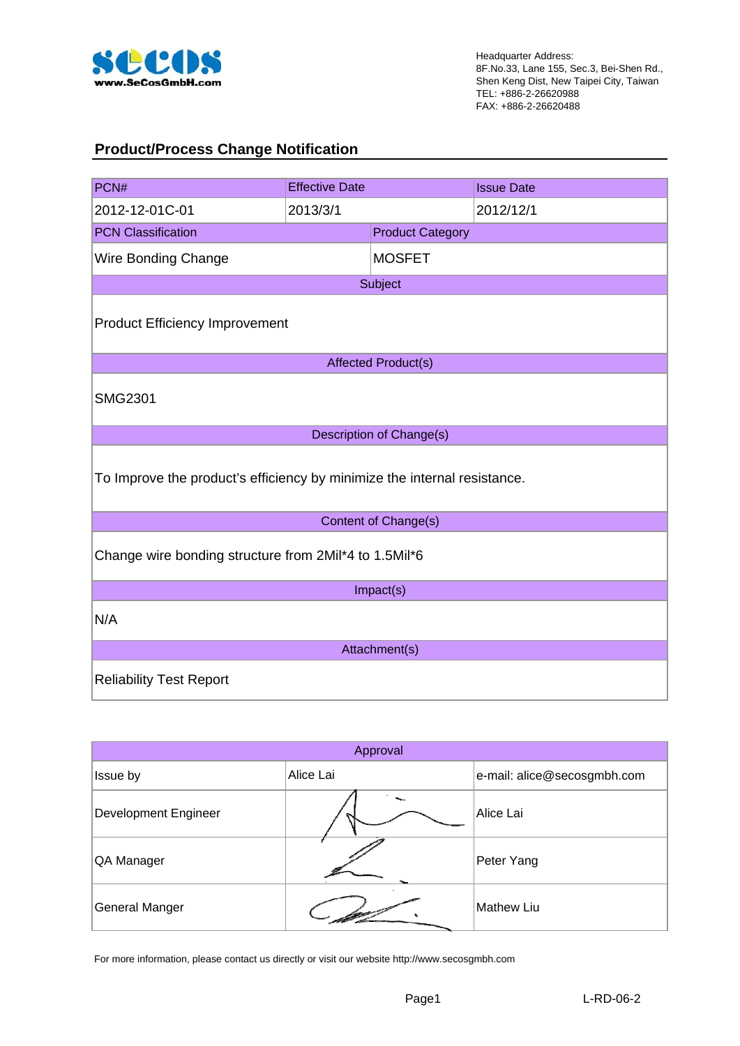Headquarter Address:
8F.No.33, Lane 155, Sec.3, Bei-Shen Rd.,
Shen Keng Dist, New Taipei City, Taiwan
TEL: +886-2-26620988
FAX: +886-2-26620488

## Product/Process Change Notification

| PCN# | Effective Date | Issue Date |
|---|---|---|
| 2012-12-01C-01 | 2013/3/1 | 2012/12/1 |

| PCN Classification | Product Category |
|---|---|
| Wire Bonding Change | MOSFET |

**Subject**

Product Efficiency Improvement

**Affected Product(s)**

SMG2301

**Description of Change(s)**

To Improve the product's efficiency by minimize the internal resistance.

**Content of Change(s)**

Change wire bonding structure from 2Mil*4 to 1.5Mil*6

**Impact(s)**

N/A

**Attachment(s)**

Reliability Test Report

| Approval | | |
|---|---|---|
| Issue by | Alice Lai | e-mail: alice@secosgmbh.com |
| Development Engineer | | Alice Lai |
| QA Manager | | Peter Yang |
| General Manger | | Mathew Liu |

For more information, please contact us directly or visit our website http://www.secosgmbh.com

L-RD-06-2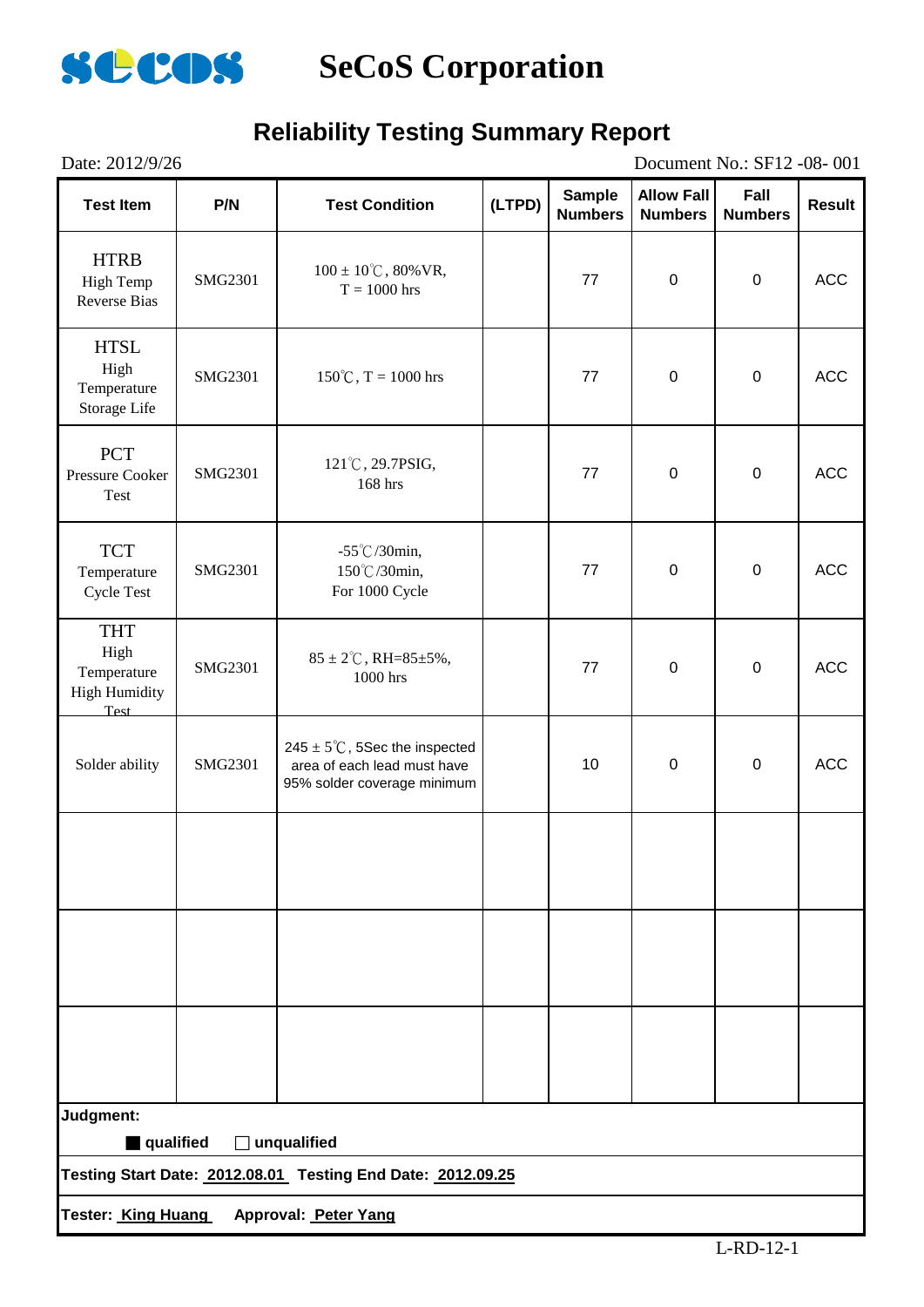# SeCoS Corporation

## Reliability Testing Summary Report

Date: 2012/9/26 Document No.: SF12 -08- 001

| Test Item | P/N | Test Condition | (LTPD) | Sample Numbers | Allow Fall Numbers | Fall Numbers | Result |
|---|---|---|---|---|---|---|---|
| HTRB High Temp Reverse Bias | SMG2301 | 100 ± 10℃, 80%VR, T = 1000 hrs | | 77 | 0 | 0 | ACC |
| HTSL High Temperature Storage Life | SMG2301 | 150℃, T = 1000 hrs | | 77 | 0 | 0 | ACC |
| PCT Pressure Cooker Test | SMG2301 | 121℃, 29.7PSIG, 168 hrs | | 77 | 0 | 0 | ACC |
| TCT Temperature Cycle Test | SMG2301 | -55℃/30min, 150℃/30min, For 1000 Cycle | | 77 | 0 | 0 | ACC |
| THT High Temperature High Humidity Test | SMG2301 | 85 ± 2℃, RH=85±5%, 1000 hrs | | 77 | 0 | 0 | ACC |
| Solder ability | SMG2301 | 245 ± 5℃, 5Sec the inspected area of each lead must have 95% solder coverage minimum | | 10 | 0 | 0 | ACC |
| | | | | | | | |
| | | | | | | | |
| | | | | | | | |

**Judgment:**

■ **qualified** □ **unqualified**

**Testing Start Date: 2012.08.01 Testing End Date: 2012.09.25**

**Tester: King Huang Approval: Peter Yang**

L-RD-12-1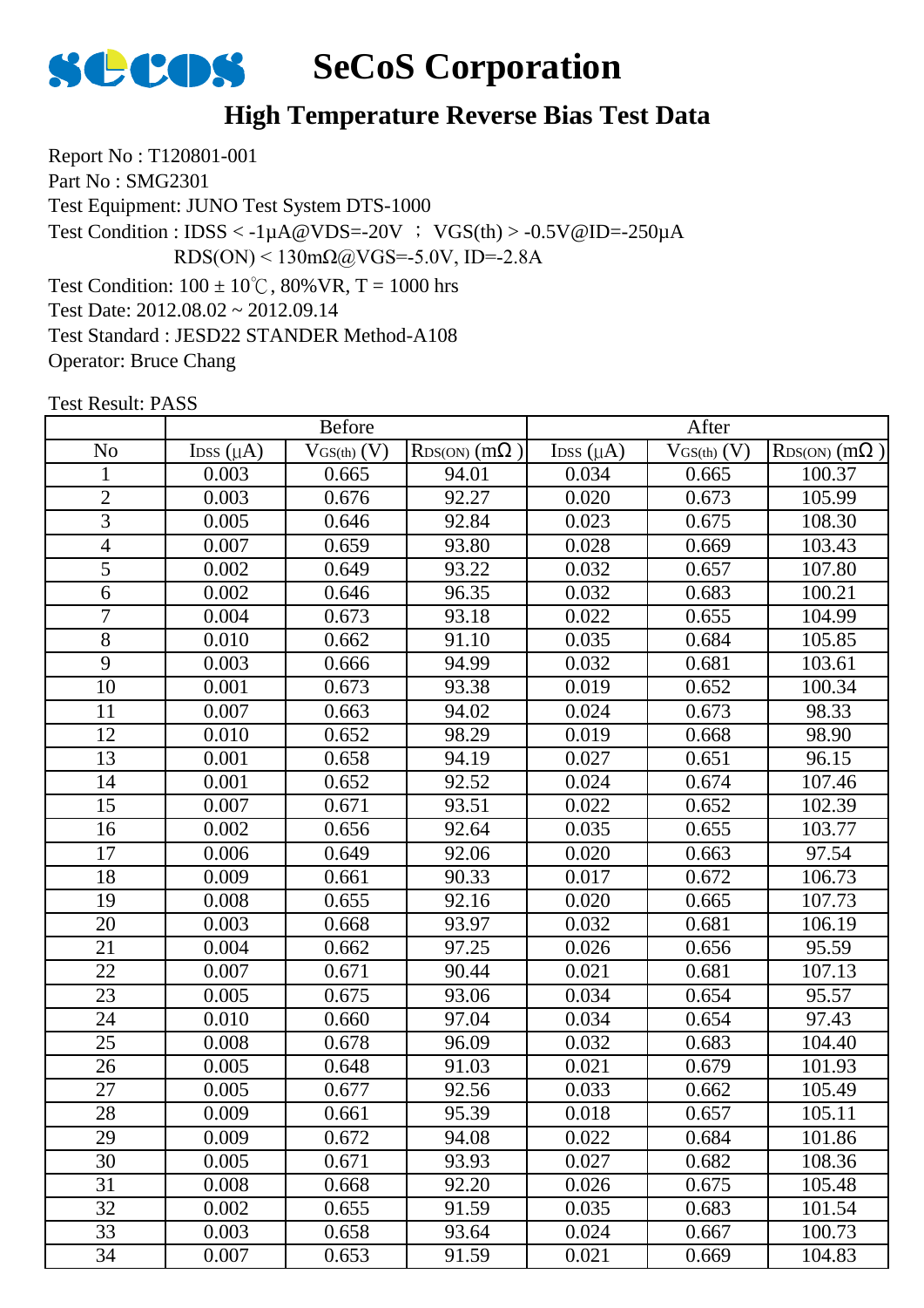# SeCoS Corporation

## High Temperature Reverse Bias Test Data

Report No : T120801-001
Part No : SMG2301
Test Equipment: JUNO Test System DTS-1000
Test Condition : IDSS < -1μA@VDS=-20V ； VGS(th) > -0.5V@ID=-250μA
RDS(ON) < 130mΩ@VGS=-5.0V, ID=-2.8A
Test Condition: 100 ± 10℃, 80%VR, T = 1000 hrs
Test Date: 2012.08.02 ~ 2012.09.14
Test Standard : JESD22 STANDER Method-A108
Operator: Bruce Chang

Test Result: PASS

| | Before | | | After | | |
|---|---|---|---|---|---|---|
| No | $I_{DSS}$ (μA) | $V_{GS(th)}$ (V) | $R_{DS(ON)}$ (mΩ) | $I_{DSS}$ (μA) | $V_{GS(th)}$ (V) | $R_{DS(ON)}$ (mΩ) |
| 1 | 0.003 | 0.665 | 94.01 | 0.034 | 0.665 | 100.37 |
| 2 | 0.003 | 0.676 | 92.27 | 0.020 | 0.673 | 105.99 |
| 3 | 0.005 | 0.646 | 92.84 | 0.023 | 0.675 | 108.30 |
| 4 | 0.007 | 0.659 | 93.80 | 0.028 | 0.669 | 103.43 |
| 5 | 0.002 | 0.649 | 93.22 | 0.032 | 0.657 | 107.80 |
| 6 | 0.002 | 0.646 | 96.35 | 0.032 | 0.683 | 100.21 |
| 7 | 0.004 | 0.673 | 93.18 | 0.022 | 0.655 | 104.99 |
| 8 | 0.010 | 0.662 | 91.10 | 0.035 | 0.684 | 105.85 |
| 9 | 0.003 | 0.666 | 94.99 | 0.032 | 0.681 | 103.61 |
| 10 | 0.001 | 0.673 | 93.38 | 0.019 | 0.652 | 100.34 |
| 11 | 0.007 | 0.663 | 94.02 | 0.024 | 0.673 | 98.33 |
| 12 | 0.010 | 0.652 | 98.29 | 0.019 | 0.668 | 98.90 |
| 13 | 0.001 | 0.658 | 94.19 | 0.027 | 0.651 | 96.15 |
| 14 | 0.001 | 0.652 | 92.52 | 0.024 | 0.674 | 107.46 |
| 15 | 0.007 | 0.671 | 93.51 | 0.022 | 0.652 | 102.39 |
| 16 | 0.002 | 0.656 | 92.64 | 0.035 | 0.655 | 103.77 |
| 17 | 0.006 | 0.649 | 92.06 | 0.020 | 0.663 | 97.54 |
| 18 | 0.009 | 0.661 | 90.33 | 0.017 | 0.672 | 106.73 |
| 19 | 0.008 | 0.655 | 92.16 | 0.020 | 0.665 | 107.73 |
| 20 | 0.003 | 0.668 | 93.97 | 0.032 | 0.681 | 106.19 |
| 21 | 0.004 | 0.662 | 97.25 | 0.026 | 0.656 | 95.59 |
| 22 | 0.007 | 0.671 | 90.44 | 0.021 | 0.681 | 107.13 |
| 23 | 0.005 | 0.675 | 93.06 | 0.034 | 0.654 | 95.57 |
| 24 | 0.010 | 0.660 | 97.04 | 0.034 | 0.654 | 97.43 |
| 25 | 0.008 | 0.678 | 96.09 | 0.032 | 0.683 | 104.40 |
| 26 | 0.005 | 0.648 | 91.03 | 0.021 | 0.679 | 101.93 |
| 27 | 0.005 | 0.677 | 92.56 | 0.033 | 0.662 | 105.49 |
| 28 | 0.009 | 0.661 | 95.39 | 0.018 | 0.657 | 105.11 |
| 29 | 0.009 | 0.672 | 94.08 | 0.022 | 0.684 | 101.86 |
| 30 | 0.005 | 0.671 | 93.93 | 0.027 | 0.682 | 108.36 |
| 31 | 0.008 | 0.668 | 92.20 | 0.026 | 0.675 | 105.48 |
| 32 | 0.002 | 0.655 | 91.59 | 0.035 | 0.683 | 101.54 |
| 33 | 0.003 | 0.658 | 93.64 | 0.024 | 0.667 | 100.73 |
| 34 | 0.007 | 0.653 | 91.59 | 0.021 | 0.669 | 104.83 |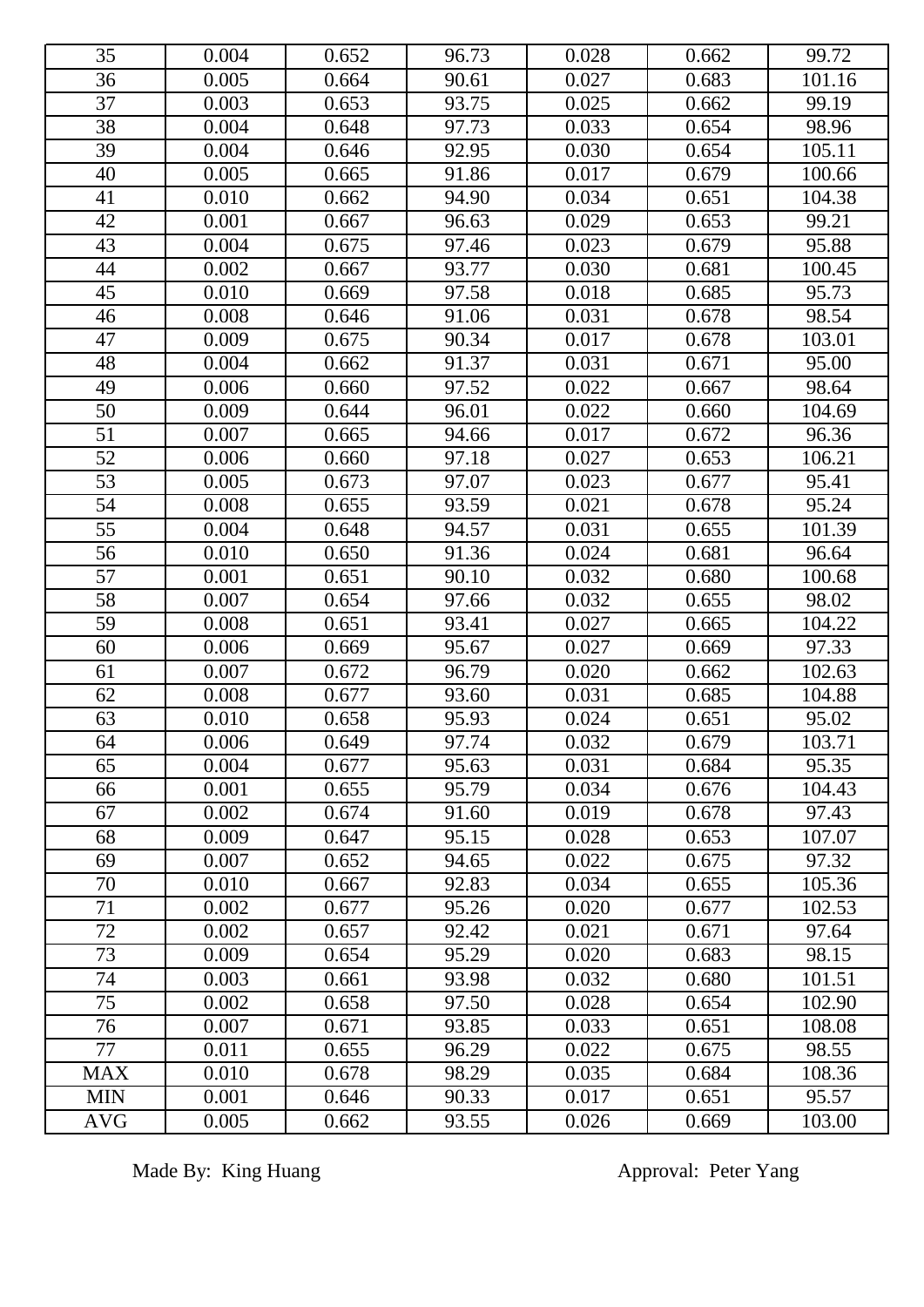| | | | | | | |
|---|---|---|---|---|---|---|
| 35 | 0.004 | 0.652 | 96.73 | 0.028 | 0.662 | 99.72 |
| 36 | 0.005 | 0.664 | 90.61 | 0.027 | 0.683 | 101.16 |
| 37 | 0.003 | 0.653 | 93.75 | 0.025 | 0.662 | 99.19 |
| 38 | 0.004 | 0.648 | 97.73 | 0.033 | 0.654 | 98.96 |
| 39 | 0.004 | 0.646 | 92.95 | 0.030 | 0.654 | 105.11 |
| 40 | 0.005 | 0.665 | 91.86 | 0.017 | 0.679 | 100.66 |
| 41 | 0.010 | 0.662 | 94.90 | 0.034 | 0.651 | 104.38 |
| 42 | 0.001 | 0.667 | 96.63 | 0.029 | 0.653 | 99.21 |
| 43 | 0.004 | 0.675 | 97.46 | 0.023 | 0.679 | 95.88 |
| 44 | 0.002 | 0.667 | 93.77 | 0.030 | 0.681 | 100.45 |
| 45 | 0.010 | 0.669 | 97.58 | 0.018 | 0.685 | 95.73 |
| 46 | 0.008 | 0.646 | 91.06 | 0.031 | 0.678 | 98.54 |
| 47 | 0.009 | 0.675 | 90.34 | 0.017 | 0.678 | 103.01 |
| 48 | 0.004 | 0.662 | 91.37 | 0.031 | 0.671 | 95.00 |
| 49 | 0.006 | 0.660 | 97.52 | 0.022 | 0.667 | 98.64 |
| 50 | 0.009 | 0.644 | 96.01 | 0.022 | 0.660 | 104.69 |
| 51 | 0.007 | 0.665 | 94.66 | 0.017 | 0.672 | 96.36 |
| 52 | 0.006 | 0.660 | 97.18 | 0.027 | 0.653 | 106.21 |
| 53 | 0.005 | 0.673 | 97.07 | 0.023 | 0.677 | 95.41 |
| 54 | 0.008 | 0.655 | 93.59 | 0.021 | 0.678 | 95.24 |
| 55 | 0.004 | 0.648 | 94.57 | 0.031 | 0.655 | 101.39 |
| 56 | 0.010 | 0.650 | 91.36 | 0.024 | 0.681 | 96.64 |
| 57 | 0.001 | 0.651 | 90.10 | 0.032 | 0.680 | 100.68 |
| 58 | 0.007 | 0.654 | 97.66 | 0.032 | 0.655 | 98.02 |
| 59 | 0.008 | 0.651 | 93.41 | 0.027 | 0.665 | 104.22 |
| 60 | 0.006 | 0.669 | 95.67 | 0.027 | 0.669 | 97.33 |
| 61 | 0.007 | 0.672 | 96.79 | 0.020 | 0.662 | 102.63 |
| 62 | 0.008 | 0.677 | 93.60 | 0.031 | 0.685 | 104.88 |
| 63 | 0.010 | 0.658 | 95.93 | 0.024 | 0.651 | 95.02 |
| 64 | 0.006 | 0.649 | 97.74 | 0.032 | 0.679 | 103.71 |
| 65 | 0.004 | 0.677 | 95.63 | 0.031 | 0.684 | 95.35 |
| 66 | 0.001 | 0.655 | 95.79 | 0.034 | 0.676 | 104.43 |
| 67 | 0.002 | 0.674 | 91.60 | 0.019 | 0.678 | 97.43 |
| 68 | 0.009 | 0.647 | 95.15 | 0.028 | 0.653 | 107.07 |
| 69 | 0.007 | 0.652 | 94.65 | 0.022 | 0.675 | 97.32 |
| 70 | 0.010 | 0.667 | 92.83 | 0.034 | 0.655 | 105.36 |
| 71 | 0.002 | 0.677 | 95.26 | 0.020 | 0.677 | 102.53 |
| 72 | 0.002 | 0.657 | 92.42 | 0.021 | 0.671 | 97.64 |
| 73 | 0.009 | 0.654 | 95.29 | 0.020 | 0.683 | 98.15 |
| 74 | 0.003 | 0.661 | 93.98 | 0.032 | 0.680 | 101.51 |
| 75 | 0.002 | 0.658 | 97.50 | 0.028 | 0.654 | 102.90 |
| 76 | 0.007 | 0.671 | 93.85 | 0.033 | 0.651 | 108.08 |
| 77 | 0.011 | 0.655 | 96.29 | 0.022 | 0.675 | 98.55 |
| MAX | 0.010 | 0.678 | 98.29 | 0.035 | 0.684 | 108.36 |
| MIN | 0.001 | 0.646 | 90.33 | 0.017 | 0.651 | 95.57 |
| AVG | 0.005 | 0.662 | 93.55 | 0.026 | 0.669 | 103.00 |

Made By: King Huang

Approval: Peter Yang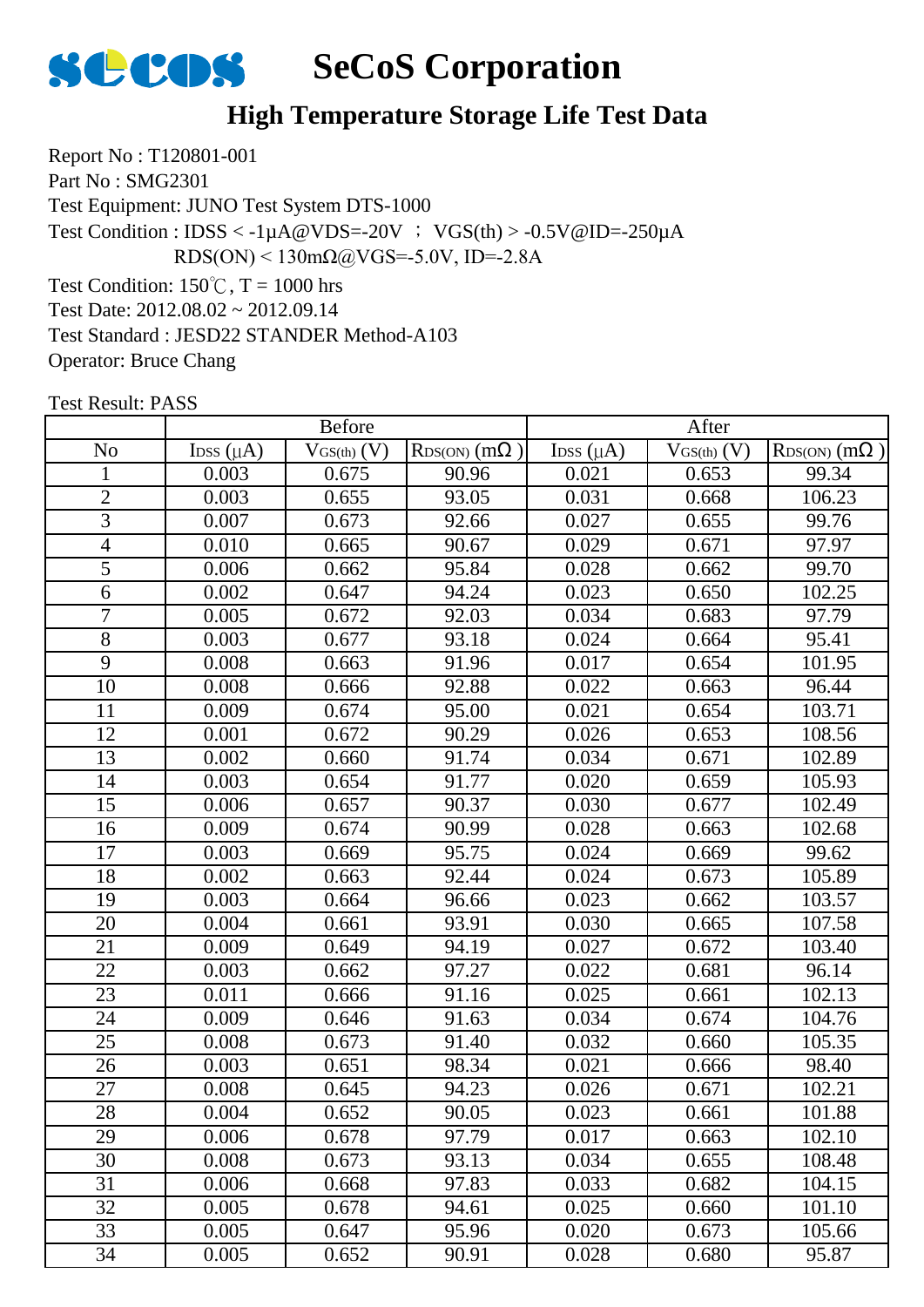# SeCoS Corporation

## High Temperature Storage Life Test Data

Report No : T120801-001
Part No : SMG2301
Test Equipment: JUNO Test System DTS-1000
Test Condition : IDSS < -1μA@VDS=-20V ； VGS(th) > -0.5V@ID=-250μA
RDS(ON) < 130mΩ@VGS=-5.0V, ID=-2.8A
Test Condition: 150℃, T = 1000 hrs
Test Date: 2012.08.02 ~ 2012.09.14
Test Standard : JESD22 STANDER Method-A103
Operator: Bruce Chang

Test Result: PASS

| | Before | | | After | | |
|---|---|---|---|---|---|---|
| No | $I_{DSS}$ (μA) | $V_{GS(th)}$ (V) | $R_{DS(ON)}$ (mΩ) | $I_{DSS}$ (μA) | $V_{GS(th)}$ (V) | $R_{DS(ON)}$ (mΩ) |
| 1 | 0.003 | 0.675 | 90.96 | 0.021 | 0.653 | 99.34 |
| 2 | 0.003 | 0.655 | 93.05 | 0.031 | 0.668 | 106.23 |
| 3 | 0.007 | 0.673 | 92.66 | 0.027 | 0.655 | 99.76 |
| 4 | 0.010 | 0.665 | 90.67 | 0.029 | 0.671 | 97.97 |
| 5 | 0.006 | 0.662 | 95.84 | 0.028 | 0.662 | 99.70 |
| 6 | 0.002 | 0.647 | 94.24 | 0.023 | 0.650 | 102.25 |
| 7 | 0.005 | 0.672 | 92.03 | 0.034 | 0.683 | 97.79 |
| 8 | 0.003 | 0.677 | 93.18 | 0.024 | 0.664 | 95.41 |
| 9 | 0.008 | 0.663 | 91.96 | 0.017 | 0.654 | 101.95 |
| 10 | 0.008 | 0.666 | 92.88 | 0.022 | 0.663 | 96.44 |
| 11 | 0.009 | 0.674 | 95.00 | 0.021 | 0.654 | 103.71 |
| 12 | 0.001 | 0.672 | 90.29 | 0.026 | 0.653 | 108.56 |
| 13 | 0.002 | 0.660 | 91.74 | 0.034 | 0.671 | 102.89 |
| 14 | 0.003 | 0.654 | 91.77 | 0.020 | 0.659 | 105.93 |
| 15 | 0.006 | 0.657 | 90.37 | 0.030 | 0.677 | 102.49 |
| 16 | 0.009 | 0.674 | 90.99 | 0.028 | 0.663 | 102.68 |
| 17 | 0.003 | 0.669 | 95.75 | 0.024 | 0.669 | 99.62 |
| 18 | 0.002 | 0.663 | 92.44 | 0.024 | 0.673 | 105.89 |
| 19 | 0.003 | 0.664 | 96.66 | 0.023 | 0.662 | 103.57 |
| 20 | 0.004 | 0.661 | 93.91 | 0.030 | 0.665 | 107.58 |
| 21 | 0.009 | 0.649 | 94.19 | 0.027 | 0.672 | 103.40 |
| 22 | 0.003 | 0.662 | 97.27 | 0.022 | 0.681 | 96.14 |
| 23 | 0.011 | 0.666 | 91.16 | 0.025 | 0.661 | 102.13 |
| 24 | 0.009 | 0.646 | 91.63 | 0.034 | 0.674 | 104.76 |
| 25 | 0.008 | 0.673 | 91.40 | 0.032 | 0.660 | 105.35 |
| 26 | 0.003 | 0.651 | 98.34 | 0.021 | 0.666 | 98.40 |
| 27 | 0.008 | 0.645 | 94.23 | 0.026 | 0.671 | 102.21 |
| 28 | 0.004 | 0.652 | 90.05 | 0.023 | 0.661 | 101.88 |
| 29 | 0.006 | 0.678 | 97.79 | 0.017 | 0.663 | 102.10 |
| 30 | 0.008 | 0.673 | 93.13 | 0.034 | 0.655 | 108.48 |
| 31 | 0.006 | 0.668 | 97.83 | 0.033 | 0.682 | 104.15 |
| 32 | 0.005 | 0.678 | 94.61 | 0.025 | 0.660 | 101.10 |
| 33 | 0.005 | 0.647 | 95.96 | 0.020 | 0.673 | 105.66 |
| 34 | 0.005 | 0.652 | 90.91 | 0.028 | 0.680 | 95.87 |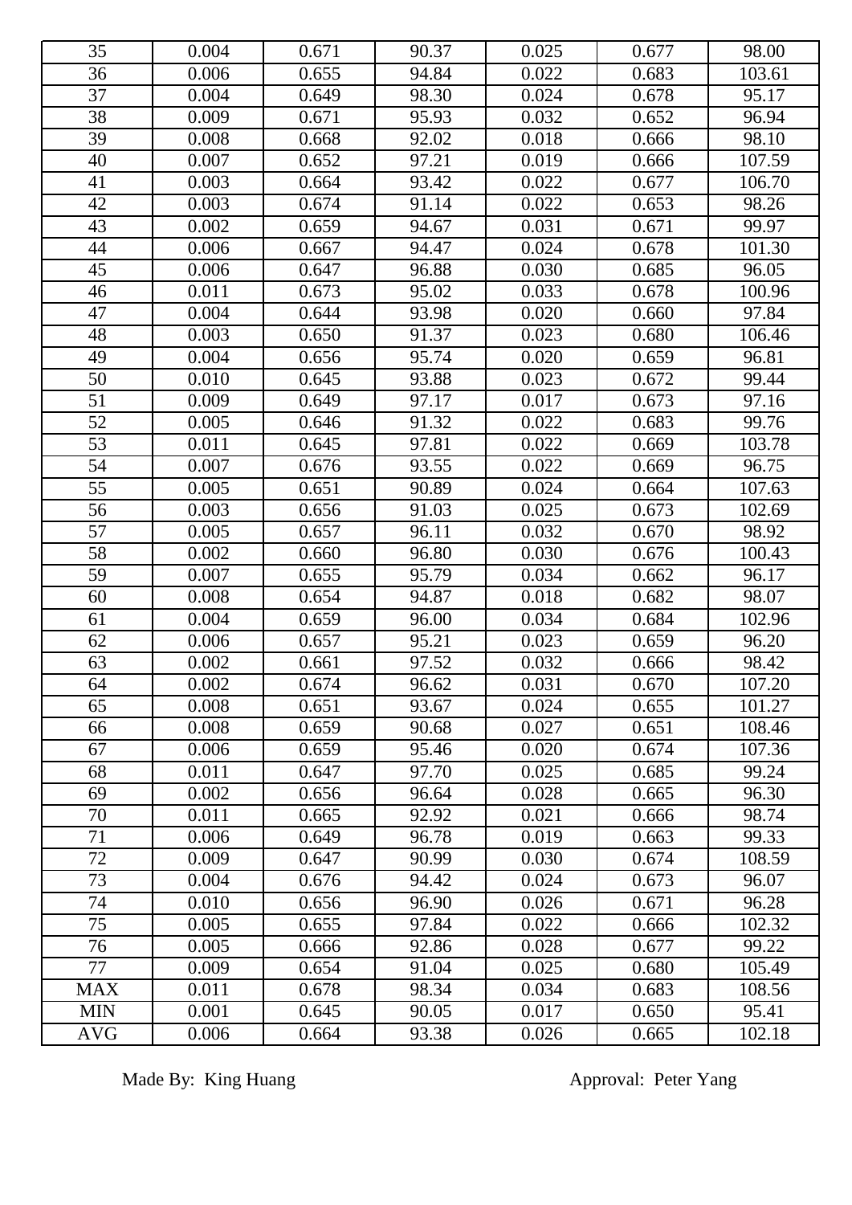| | | | | | | |
|---|---|---|---|---|---|---|
| 35 | 0.004 | 0.671 | 90.37 | 0.025 | 0.677 | 98.00 |
| 36 | 0.006 | 0.655 | 94.84 | 0.022 | 0.683 | 103.61 |
| 37 | 0.004 | 0.649 | 98.30 | 0.024 | 0.678 | 95.17 |
| 38 | 0.009 | 0.671 | 95.93 | 0.032 | 0.652 | 96.94 |
| 39 | 0.008 | 0.668 | 92.02 | 0.018 | 0.666 | 98.10 |
| 40 | 0.007 | 0.652 | 97.21 | 0.019 | 0.666 | 107.59 |
| 41 | 0.003 | 0.664 | 93.42 | 0.022 | 0.677 | 106.70 |
| 42 | 0.003 | 0.674 | 91.14 | 0.022 | 0.653 | 98.26 |
| 43 | 0.002 | 0.659 | 94.67 | 0.031 | 0.671 | 99.97 |
| 44 | 0.006 | 0.667 | 94.47 | 0.024 | 0.678 | 101.30 |
| 45 | 0.006 | 0.647 | 96.88 | 0.030 | 0.685 | 96.05 |
| 46 | 0.011 | 0.673 | 95.02 | 0.033 | 0.678 | 100.96 |
| 47 | 0.004 | 0.644 | 93.98 | 0.020 | 0.660 | 97.84 |
| 48 | 0.003 | 0.650 | 91.37 | 0.023 | 0.680 | 106.46 |
| 49 | 0.004 | 0.656 | 95.74 | 0.020 | 0.659 | 96.81 |
| 50 | 0.010 | 0.645 | 93.88 | 0.023 | 0.672 | 99.44 |
| 51 | 0.009 | 0.649 | 97.17 | 0.017 | 0.673 | 97.16 |
| 52 | 0.005 | 0.646 | 91.32 | 0.022 | 0.683 | 99.76 |
| 53 | 0.011 | 0.645 | 97.81 | 0.022 | 0.669 | 103.78 |
| 54 | 0.007 | 0.676 | 93.55 | 0.022 | 0.669 | 96.75 |
| 55 | 0.005 | 0.651 | 90.89 | 0.024 | 0.664 | 107.63 |
| 56 | 0.003 | 0.656 | 91.03 | 0.025 | 0.673 | 102.69 |
| 57 | 0.005 | 0.657 | 96.11 | 0.032 | 0.670 | 98.92 |
| 58 | 0.002 | 0.660 | 96.80 | 0.030 | 0.676 | 100.43 |
| 59 | 0.007 | 0.655 | 95.79 | 0.034 | 0.662 | 96.17 |
| 60 | 0.008 | 0.654 | 94.87 | 0.018 | 0.682 | 98.07 |
| 61 | 0.004 | 0.659 | 96.00 | 0.034 | 0.684 | 102.96 |
| 62 | 0.006 | 0.657 | 95.21 | 0.023 | 0.659 | 96.20 |
| 63 | 0.002 | 0.661 | 97.52 | 0.032 | 0.666 | 98.42 |
| 64 | 0.002 | 0.674 | 96.62 | 0.031 | 0.670 | 107.20 |
| 65 | 0.008 | 0.651 | 93.67 | 0.024 | 0.655 | 101.27 |
| 66 | 0.008 | 0.659 | 90.68 | 0.027 | 0.651 | 108.46 |
| 67 | 0.006 | 0.659 | 95.46 | 0.020 | 0.674 | 107.36 |
| 68 | 0.011 | 0.647 | 97.70 | 0.025 | 0.685 | 99.24 |
| 69 | 0.002 | 0.656 | 96.64 | 0.028 | 0.665 | 96.30 |
| 70 | 0.011 | 0.665 | 92.92 | 0.021 | 0.666 | 98.74 |
| 71 | 0.006 | 0.649 | 96.78 | 0.019 | 0.663 | 99.33 |
| 72 | 0.009 | 0.647 | 90.99 | 0.030 | 0.674 | 108.59 |
| 73 | 0.004 | 0.676 | 94.42 | 0.024 | 0.673 | 96.07 |
| 74 | 0.010 | 0.656 | 96.90 | 0.026 | 0.671 | 96.28 |
| 75 | 0.005 | 0.655 | 97.84 | 0.022 | 0.666 | 102.32 |
| 76 | 0.005 | 0.666 | 92.86 | 0.028 | 0.677 | 99.22 |
| 77 | 0.009 | 0.654 | 91.04 | 0.025 | 0.680 | 105.49 |
| MAX | 0.011 | 0.678 | 98.34 | 0.034 | 0.683 | 108.56 |
| MIN | 0.001 | 0.645 | 90.05 | 0.017 | 0.650 | 95.41 |
| AVG | 0.006 | 0.664 | 93.38 | 0.026 | 0.665 | 102.18 |

Made By: King Huang

Approval: Peter Yang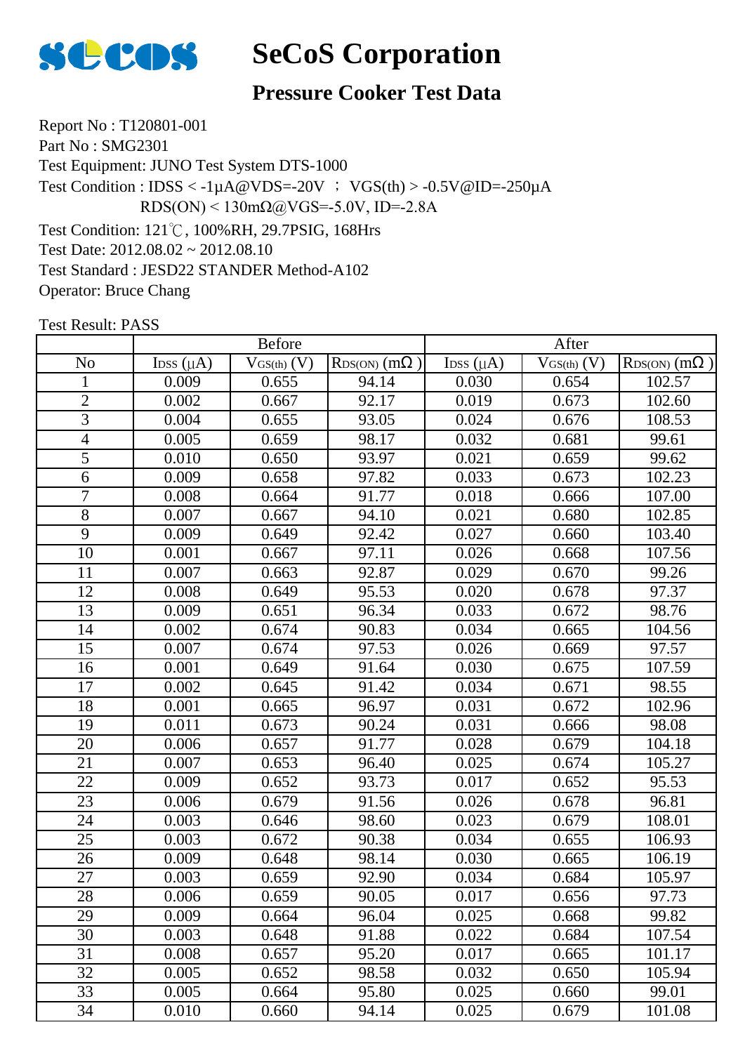# SeCoS Corporation

## Pressure Cooker Test Data

Report No : T120801-001
Part No : SMG2301
Test Equipment: JUNO Test System DTS-1000
Test Condition : IDSS < -1μA@VDS=-20V ； VGS(th) > -0.5V@ID=-250μA
RDS(ON) < 130mΩ@VGS=-5.0V, ID=-2.8A
Test Condition: 121℃, 100%RH, 29.7PSIG, 168Hrs
Test Date: 2012.08.02 ~ 2012.08.10
Test Standard : JESD22 STANDER Method-A102
Operator: Bruce Chang

Test Result: PASS

| | Before | | | After | | |
|---|---|---|---|---|---|---|
| No | $I_{DSS}$ (μA) | $V_{GS(th)}$ (V) | $R_{DS(ON)}$ (mΩ) | $I_{DSS}$ (μA) | $V_{GS(th)}$ (V) | $R_{DS(ON)}$ (mΩ) |
| 1 | 0.009 | 0.655 | 94.14 | 0.030 | 0.654 | 102.57 |
| 2 | 0.002 | 0.667 | 92.17 | 0.019 | 0.673 | 102.60 |
| 3 | 0.004 | 0.655 | 93.05 | 0.024 | 0.676 | 108.53 |
| 4 | 0.005 | 0.659 | 98.17 | 0.032 | 0.681 | 99.61 |
| 5 | 0.010 | 0.650 | 93.97 | 0.021 | 0.659 | 99.62 |
| 6 | 0.009 | 0.658 | 97.82 | 0.033 | 0.673 | 102.23 |
| 7 | 0.008 | 0.664 | 91.77 | 0.018 | 0.666 | 107.00 |
| 8 | 0.007 | 0.667 | 94.10 | 0.021 | 0.680 | 102.85 |
| 9 | 0.009 | 0.649 | 92.42 | 0.027 | 0.660 | 103.40 |
| 10 | 0.001 | 0.667 | 97.11 | 0.026 | 0.668 | 107.56 |
| 11 | 0.007 | 0.663 | 92.87 | 0.029 | 0.670 | 99.26 |
| 12 | 0.008 | 0.649 | 95.53 | 0.020 | 0.678 | 97.37 |
| 13 | 0.009 | 0.651 | 96.34 | 0.033 | 0.672 | 98.76 |
| 14 | 0.002 | 0.674 | 90.83 | 0.034 | 0.665 | 104.56 |
| 15 | 0.007 | 0.674 | 97.53 | 0.026 | 0.669 | 97.57 |
| 16 | 0.001 | 0.649 | 91.64 | 0.030 | 0.675 | 107.59 |
| 17 | 0.002 | 0.645 | 91.42 | 0.034 | 0.671 | 98.55 |
| 18 | 0.001 | 0.665 | 96.97 | 0.031 | 0.672 | 102.96 |
| 19 | 0.011 | 0.673 | 90.24 | 0.031 | 0.666 | 98.08 |
| 20 | 0.006 | 0.657 | 91.77 | 0.028 | 0.679 | 104.18 |
| 21 | 0.007 | 0.653 | 96.40 | 0.025 | 0.674 | 105.27 |
| 22 | 0.009 | 0.652 | 93.73 | 0.017 | 0.652 | 95.53 |
| 23 | 0.006 | 0.679 | 91.56 | 0.026 | 0.678 | 96.81 |
| 24 | 0.003 | 0.646 | 98.60 | 0.023 | 0.679 | 108.01 |
| 25 | 0.003 | 0.672 | 90.38 | 0.034 | 0.655 | 106.93 |
| 26 | 0.009 | 0.648 | 98.14 | 0.030 | 0.665 | 106.19 |
| 27 | 0.003 | 0.659 | 92.90 | 0.034 | 0.684 | 105.97 |
| 28 | 0.006 | 0.659 | 90.05 | 0.017 | 0.656 | 97.73 |
| 29 | 0.009 | 0.664 | 96.04 | 0.025 | 0.668 | 99.82 |
| 30 | 0.003 | 0.648 | 91.88 | 0.022 | 0.684 | 107.54 |
| 31 | 0.008 | 0.657 | 95.20 | 0.017 | 0.665 | 101.17 |
| 32 | 0.005 | 0.652 | 98.58 | 0.032 | 0.650 | 105.94 |
| 33 | 0.005 | 0.664 | 95.80 | 0.025 | 0.660 | 99.01 |
| 34 | 0.010 | 0.660 | 94.14 | 0.025 | 0.679 | 101.08 |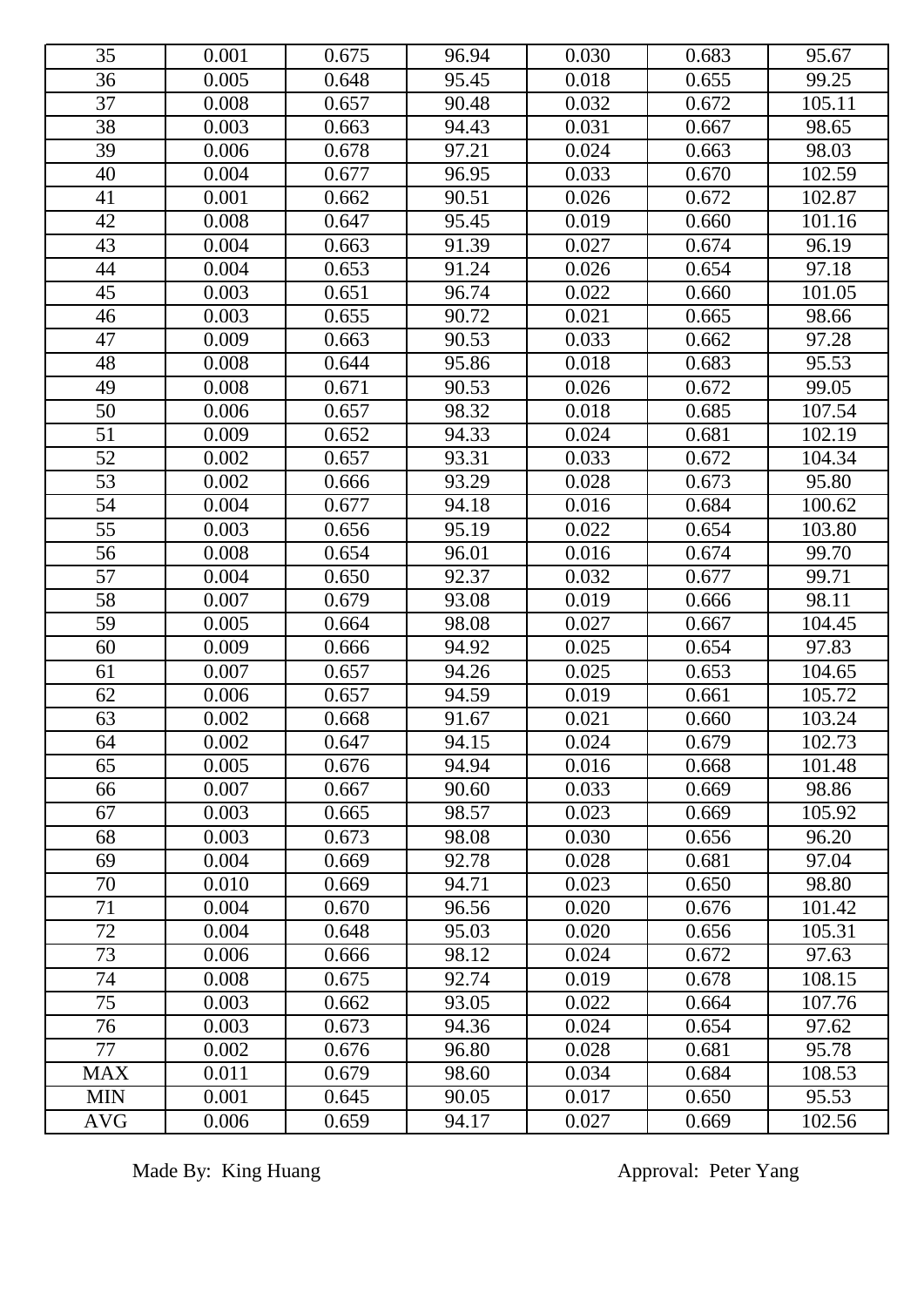| | | | | | | |
|---|---|---|---|---|---|---|
| 35 | 0.001 | 0.675 | 96.94 | 0.030 | 0.683 | 95.67 |
| 36 | 0.005 | 0.648 | 95.45 | 0.018 | 0.655 | 99.25 |
| 37 | 0.008 | 0.657 | 90.48 | 0.032 | 0.672 | 105.11 |
| 38 | 0.003 | 0.663 | 94.43 | 0.031 | 0.667 | 98.65 |
| 39 | 0.006 | 0.678 | 97.21 | 0.024 | 0.663 | 98.03 |
| 40 | 0.004 | 0.677 | 96.95 | 0.033 | 0.670 | 102.59 |
| 41 | 0.001 | 0.662 | 90.51 | 0.026 | 0.672 | 102.87 |
| 42 | 0.008 | 0.647 | 95.45 | 0.019 | 0.660 | 101.16 |
| 43 | 0.004 | 0.663 | 91.39 | 0.027 | 0.674 | 96.19 |
| 44 | 0.004 | 0.653 | 91.24 | 0.026 | 0.654 | 97.18 |
| 45 | 0.003 | 0.651 | 96.74 | 0.022 | 0.660 | 101.05 |
| 46 | 0.003 | 0.655 | 90.72 | 0.021 | 0.665 | 98.66 |
| 47 | 0.009 | 0.663 | 90.53 | 0.033 | 0.662 | 97.28 |
| 48 | 0.008 | 0.644 | 95.86 | 0.018 | 0.683 | 95.53 |
| 49 | 0.008 | 0.671 | 90.53 | 0.026 | 0.672 | 99.05 |
| 50 | 0.006 | 0.657 | 98.32 | 0.018 | 0.685 | 107.54 |
| 51 | 0.009 | 0.652 | 94.33 | 0.024 | 0.681 | 102.19 |
| 52 | 0.002 | 0.657 | 93.31 | 0.033 | 0.672 | 104.34 |
| 53 | 0.002 | 0.666 | 93.29 | 0.028 | 0.673 | 95.80 |
| 54 | 0.004 | 0.677 | 94.18 | 0.016 | 0.684 | 100.62 |
| 55 | 0.003 | 0.656 | 95.19 | 0.022 | 0.654 | 103.80 |
| 56 | 0.008 | 0.654 | 96.01 | 0.016 | 0.674 | 99.70 |
| 57 | 0.004 | 0.650 | 92.37 | 0.032 | 0.677 | 99.71 |
| 58 | 0.007 | 0.679 | 93.08 | 0.019 | 0.666 | 98.11 |
| 59 | 0.005 | 0.664 | 98.08 | 0.027 | 0.667 | 104.45 |
| 60 | 0.009 | 0.666 | 94.92 | 0.025 | 0.654 | 97.83 |
| 61 | 0.007 | 0.657 | 94.26 | 0.025 | 0.653 | 104.65 |
| 62 | 0.006 | 0.657 | 94.59 | 0.019 | 0.661 | 105.72 |
| 63 | 0.002 | 0.668 | 91.67 | 0.021 | 0.660 | 103.24 |
| 64 | 0.002 | 0.647 | 94.15 | 0.024 | 0.679 | 102.73 |
| 65 | 0.005 | 0.676 | 94.94 | 0.016 | 0.668 | 101.48 |
| 66 | 0.007 | 0.667 | 90.60 | 0.033 | 0.669 | 98.86 |
| 67 | 0.003 | 0.665 | 98.57 | 0.023 | 0.669 | 105.92 |
| 68 | 0.003 | 0.673 | 98.08 | 0.030 | 0.656 | 96.20 |
| 69 | 0.004 | 0.669 | 92.78 | 0.028 | 0.681 | 97.04 |
| 70 | 0.010 | 0.669 | 94.71 | 0.023 | 0.650 | 98.80 |
| 71 | 0.004 | 0.670 | 96.56 | 0.020 | 0.676 | 101.42 |
| 72 | 0.004 | 0.648 | 95.03 | 0.020 | 0.656 | 105.31 |
| 73 | 0.006 | 0.666 | 98.12 | 0.024 | 0.672 | 97.63 |
| 74 | 0.008 | 0.675 | 92.74 | 0.019 | 0.678 | 108.15 |
| 75 | 0.003 | 0.662 | 93.05 | 0.022 | 0.664 | 107.76 |
| 76 | 0.003 | 0.673 | 94.36 | 0.024 | 0.654 | 97.62 |
| 77 | 0.002 | 0.676 | 96.80 | 0.028 | 0.681 | 95.78 |
| MAX | 0.011 | 0.679 | 98.60 | 0.034 | 0.684 | 108.53 |
| MIN | 0.001 | 0.645 | 90.05 | 0.017 | 0.650 | 95.53 |
| AVG | 0.006 | 0.659 | 94.17 | 0.027 | 0.669 | 102.56 |

Made By: King Huang

Approval: Peter Yang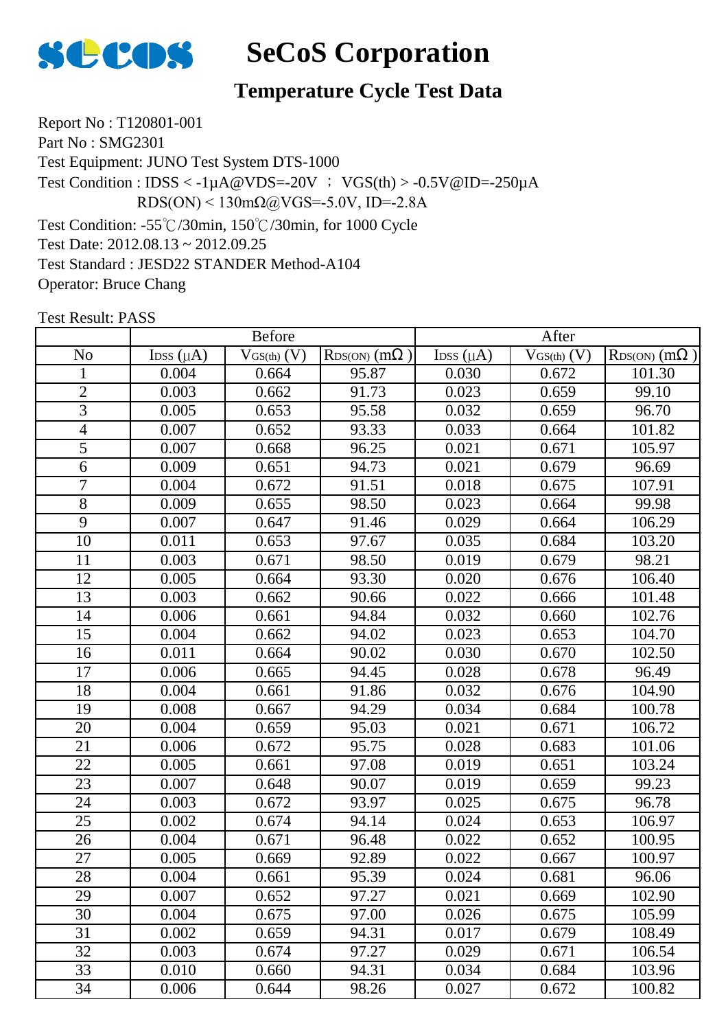# SeCoS Corporation

## Temperature Cycle Test Data

Report No : T120801-001
Part No : SMG2301
Test Equipment: JUNO Test System DTS-1000
Test Condition : IDSS < -1μA@VDS=-20V ； VGS(th) > -0.5V@ID=-250μA
RDS(ON) < 130mΩ@VGS=-5.0V, ID=-2.8A
Test Condition: -55℃/30min, 150℃/30min, for 1000 Cycle
Test Date: 2012.08.13 ~ 2012.09.25
Test Standard : JESD22 STANDER Method-A104
Operator: Bruce Chang

Test Result: PASS

| | Before | | | After | | |
|---|---|---|---|---|---|---|
| No | $I_{DSS}$ (μA) | $V_{GS(th)}$ (V) | $R_{DS(ON)}$ (mΩ) | $I_{DSS}$ (μA) | $V_{GS(th)}$ (V) | $R_{DS(ON)}$ (mΩ) |
| 1 | 0.004 | 0.664 | 95.87 | 0.030 | 0.672 | 101.30 |
| 2 | 0.003 | 0.662 | 91.73 | 0.023 | 0.659 | 99.10 |
| 3 | 0.005 | 0.653 | 95.58 | 0.032 | 0.659 | 96.70 |
| 4 | 0.007 | 0.652 | 93.33 | 0.033 | 0.664 | 101.82 |
| 5 | 0.007 | 0.668 | 96.25 | 0.021 | 0.671 | 105.97 |
| 6 | 0.009 | 0.651 | 94.73 | 0.021 | 0.679 | 96.69 |
| 7 | 0.004 | 0.672 | 91.51 | 0.018 | 0.675 | 107.91 |
| 8 | 0.009 | 0.655 | 98.50 | 0.023 | 0.664 | 99.98 |
| 9 | 0.007 | 0.647 | 91.46 | 0.029 | 0.664 | 106.29 |
| 10 | 0.011 | 0.653 | 97.67 | 0.035 | 0.684 | 103.20 |
| 11 | 0.003 | 0.671 | 98.50 | 0.019 | 0.679 | 98.21 |
| 12 | 0.005 | 0.664 | 93.30 | 0.020 | 0.676 | 106.40 |
| 13 | 0.003 | 0.662 | 90.66 | 0.022 | 0.666 | 101.48 |
| 14 | 0.006 | 0.661 | 94.84 | 0.032 | 0.660 | 102.76 |
| 15 | 0.004 | 0.662 | 94.02 | 0.023 | 0.653 | 104.70 |
| 16 | 0.011 | 0.664 | 90.02 | 0.030 | 0.670 | 102.50 |
| 17 | 0.006 | 0.665 | 94.45 | 0.028 | 0.678 | 96.49 |
| 18 | 0.004 | 0.661 | 91.86 | 0.032 | 0.676 | 104.90 |
| 19 | 0.008 | 0.667 | 94.29 | 0.034 | 0.684 | 100.78 |
| 20 | 0.004 | 0.659 | 95.03 | 0.021 | 0.671 | 106.72 |
| 21 | 0.006 | 0.672 | 95.75 | 0.028 | 0.683 | 101.06 |
| 22 | 0.005 | 0.661 | 97.08 | 0.019 | 0.651 | 103.24 |
| 23 | 0.007 | 0.648 | 90.07 | 0.019 | 0.659 | 99.23 |
| 24 | 0.003 | 0.672 | 93.97 | 0.025 | 0.675 | 96.78 |
| 25 | 0.002 | 0.674 | 94.14 | 0.024 | 0.653 | 106.97 |
| 26 | 0.004 | 0.671 | 96.48 | 0.022 | 0.652 | 100.95 |
| 27 | 0.005 | 0.669 | 92.89 | 0.022 | 0.667 | 100.97 |
| 28 | 0.004 | 0.661 | 95.39 | 0.024 | 0.681 | 96.06 |
| 29 | 0.007 | 0.652 | 97.27 | 0.021 | 0.669 | 102.90 |
| 30 | 0.004 | 0.675 | 97.00 | 0.026 | 0.675 | 105.99 |
| 31 | 0.002 | 0.659 | 94.31 | 0.017 | 0.679 | 108.49 |
| 32 | 0.003 | 0.674 | 97.27 | 0.029 | 0.671 | 106.54 |
| 33 | 0.010 | 0.660 | 94.31 | 0.034 | 0.684 | 103.96 |
| 34 | 0.006 | 0.644 | 98.26 | 0.027 | 0.672 | 100.82 |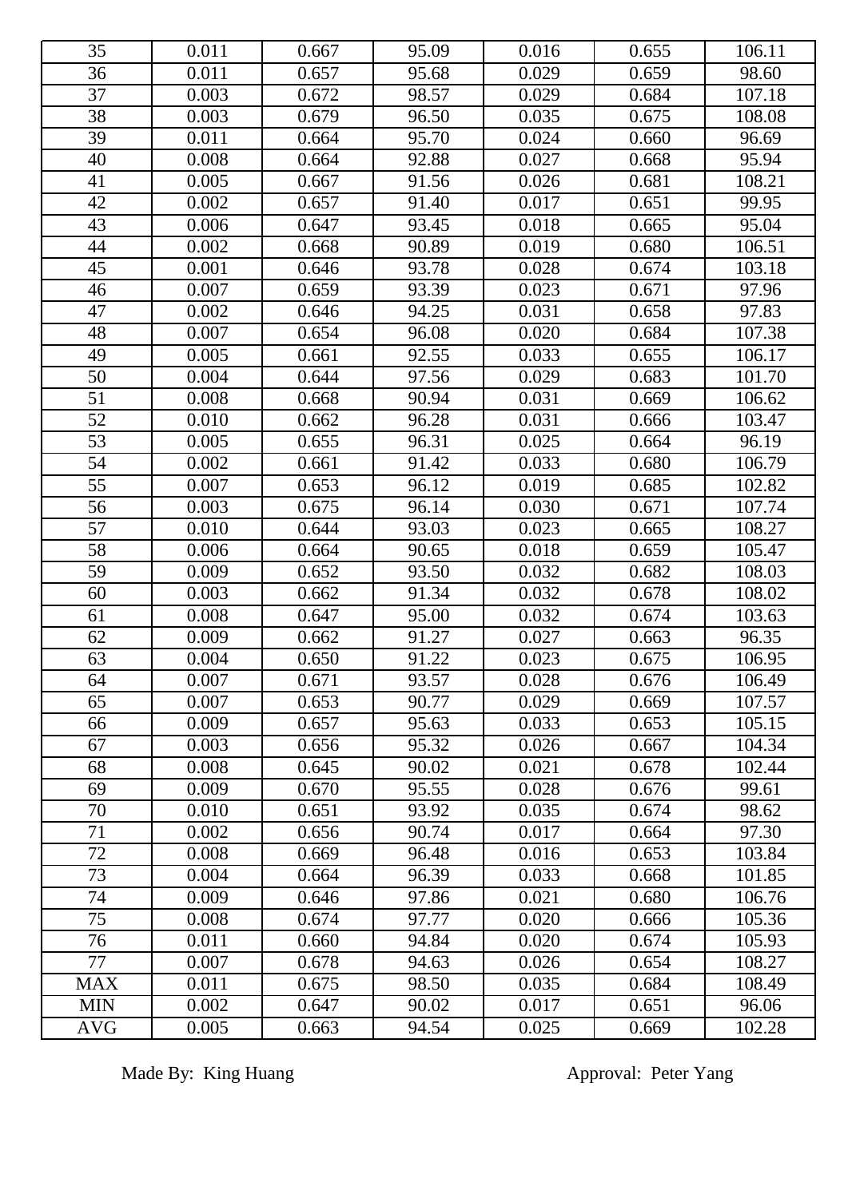| | | | | | | |
|---|---|---|---|---|---|---|
| 35 | 0.011 | 0.667 | 95.09 | 0.016 | 0.655 | 106.11 |
| 36 | 0.011 | 0.657 | 95.68 | 0.029 | 0.659 | 98.60 |
| 37 | 0.003 | 0.672 | 98.57 | 0.029 | 0.684 | 107.18 |
| 38 | 0.003 | 0.679 | 96.50 | 0.035 | 0.675 | 108.08 |
| 39 | 0.011 | 0.664 | 95.70 | 0.024 | 0.660 | 96.69 |
| 40 | 0.008 | 0.664 | 92.88 | 0.027 | 0.668 | 95.94 |
| 41 | 0.005 | 0.667 | 91.56 | 0.026 | 0.681 | 108.21 |
| 42 | 0.002 | 0.657 | 91.40 | 0.017 | 0.651 | 99.95 |
| 43 | 0.006 | 0.647 | 93.45 | 0.018 | 0.665 | 95.04 |
| 44 | 0.002 | 0.668 | 90.89 | 0.019 | 0.680 | 106.51 |
| 45 | 0.001 | 0.646 | 93.78 | 0.028 | 0.674 | 103.18 |
| 46 | 0.007 | 0.659 | 93.39 | 0.023 | 0.671 | 97.96 |
| 47 | 0.002 | 0.646 | 94.25 | 0.031 | 0.658 | 97.83 |
| 48 | 0.007 | 0.654 | 96.08 | 0.020 | 0.684 | 107.38 |
| 49 | 0.005 | 0.661 | 92.55 | 0.033 | 0.655 | 106.17 |
| 50 | 0.004 | 0.644 | 97.56 | 0.029 | 0.683 | 101.70 |
| 51 | 0.008 | 0.668 | 90.94 | 0.031 | 0.669 | 106.62 |
| 52 | 0.010 | 0.662 | 96.28 | 0.031 | 0.666 | 103.47 |
| 53 | 0.005 | 0.655 | 96.31 | 0.025 | 0.664 | 96.19 |
| 54 | 0.002 | 0.661 | 91.42 | 0.033 | 0.680 | 106.79 |
| 55 | 0.007 | 0.653 | 96.12 | 0.019 | 0.685 | 102.82 |
| 56 | 0.003 | 0.675 | 96.14 | 0.030 | 0.671 | 107.74 |
| 57 | 0.010 | 0.644 | 93.03 | 0.023 | 0.665 | 108.27 |
| 58 | 0.006 | 0.664 | 90.65 | 0.018 | 0.659 | 105.47 |
| 59 | 0.009 | 0.652 | 93.50 | 0.032 | 0.682 | 108.03 |
| 60 | 0.003 | 0.662 | 91.34 | 0.032 | 0.678 | 108.02 |
| 61 | 0.008 | 0.647 | 95.00 | 0.032 | 0.674 | 103.63 |
| 62 | 0.009 | 0.662 | 91.27 | 0.027 | 0.663 | 96.35 |
| 63 | 0.004 | 0.650 | 91.22 | 0.023 | 0.675 | 106.95 |
| 64 | 0.007 | 0.671 | 93.57 | 0.028 | 0.676 | 106.49 |
| 65 | 0.007 | 0.653 | 90.77 | 0.029 | 0.669 | 107.57 |
| 66 | 0.009 | 0.657 | 95.63 | 0.033 | 0.653 | 105.15 |
| 67 | 0.003 | 0.656 | 95.32 | 0.026 | 0.667 | 104.34 |
| 68 | 0.008 | 0.645 | 90.02 | 0.021 | 0.678 | 102.44 |
| 69 | 0.009 | 0.670 | 95.55 | 0.028 | 0.676 | 99.61 |
| 70 | 0.010 | 0.651 | 93.92 | 0.035 | 0.674 | 98.62 |
| 71 | 0.002 | 0.656 | 90.74 | 0.017 | 0.664 | 97.30 |
| 72 | 0.008 | 0.669 | 96.48 | 0.016 | 0.653 | 103.84 |
| 73 | 0.004 | 0.664 | 96.39 | 0.033 | 0.668 | 101.85 |
| 74 | 0.009 | 0.646 | 97.86 | 0.021 | 0.680 | 106.76 |
| 75 | 0.008 | 0.674 | 97.77 | 0.020 | 0.666 | 105.36 |
| 76 | 0.011 | 0.660 | 94.84 | 0.020 | 0.674 | 105.93 |
| 77 | 0.007 | 0.678 | 94.63 | 0.026 | 0.654 | 108.27 |
| MAX | 0.011 | 0.675 | 98.50 | 0.035 | 0.684 | 108.49 |
| MIN | 0.002 | 0.647 | 90.02 | 0.017 | 0.651 | 96.06 |
| AVG | 0.005 | 0.663 | 94.54 | 0.025 | 0.669 | 102.28 |

Made By: King Huang

Approval: Peter Yang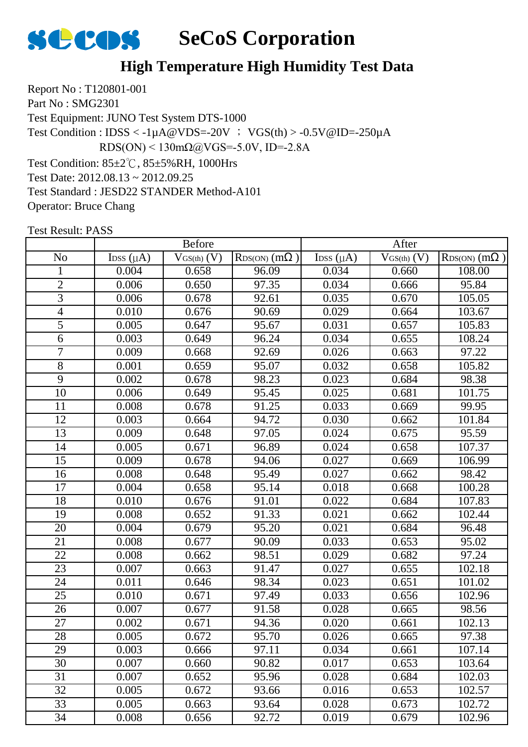# SeCoS Corporation

## High Temperature High Humidity Test Data

Report No : T120801-001
Part No : SMG2301
Test Equipment: JUNO Test System DTS-1000
Test Condition : $I_{DSS}$ < -1μA@VDS=-20V ; $V_{GS(th)}$ > -0.5V@ID=-250μA
$R_{DS(ON)}$ < 130mΩ@VGS=-5.0V, ID=-2.8A
Test Condition: 85±2℃, 85±5%RH, 1000Hrs
Test Date: 2012.08.13 ~ 2012.09.25
Test Standard : JESD22 STANDER Method-A101
Operator: Bruce Chang

Test Result: PASS

| | Before | | | After | | |
|---|---|---|---|---|---|---|
| No | $I_{DSS}$ (μA) | $V_{GS(th)}$ (V) | $R_{DS(ON)}$ (mΩ) | $I_{DSS}$ (μA) | $V_{GS(th)}$ (V) | $R_{DS(ON)}$ (mΩ) |
| 1 | 0.004 | 0.658 | 96.09 | 0.034 | 0.660 | 108.00 |
| 2 | 0.006 | 0.650 | 97.35 | 0.034 | 0.666 | 95.84 |
| 3 | 0.006 | 0.678 | 92.61 | 0.035 | 0.670 | 105.05 |
| 4 | 0.010 | 0.676 | 90.69 | 0.029 | 0.664 | 103.67 |
| 5 | 0.005 | 0.647 | 95.67 | 0.031 | 0.657 | 105.83 |
| 6 | 0.003 | 0.649 | 96.24 | 0.034 | 0.655 | 108.24 |
| 7 | 0.009 | 0.668 | 92.69 | 0.026 | 0.663 | 97.22 |
| 8 | 0.001 | 0.659 | 95.07 | 0.032 | 0.658 | 105.82 |
| 9 | 0.002 | 0.678 | 98.23 | 0.023 | 0.684 | 98.38 |
| 10 | 0.006 | 0.649 | 95.45 | 0.025 | 0.681 | 101.75 |
| 11 | 0.008 | 0.678 | 91.25 | 0.033 | 0.669 | 99.95 |
| 12 | 0.003 | 0.664 | 94.72 | 0.030 | 0.662 | 101.84 |
| 13 | 0.009 | 0.648 | 97.05 | 0.024 | 0.675 | 95.59 |
| 14 | 0.005 | 0.671 | 96.89 | 0.024 | 0.658 | 107.37 |
| 15 | 0.009 | 0.678 | 94.06 | 0.027 | 0.669 | 106.99 |
| 16 | 0.008 | 0.648 | 95.49 | 0.027 | 0.662 | 98.42 |
| 17 | 0.004 | 0.658 | 95.14 | 0.018 | 0.668 | 100.28 |
| 18 | 0.010 | 0.676 | 91.01 | 0.022 | 0.684 | 107.83 |
| 19 | 0.008 | 0.652 | 91.33 | 0.021 | 0.662 | 102.44 |
| 20 | 0.004 | 0.679 | 95.20 | 0.021 | 0.684 | 96.48 |
| 21 | 0.008 | 0.677 | 90.09 | 0.033 | 0.653 | 95.02 |
| 22 | 0.008 | 0.662 | 98.51 | 0.029 | 0.682 | 97.24 |
| 23 | 0.007 | 0.663 | 91.47 | 0.027 | 0.655 | 102.18 |
| 24 | 0.011 | 0.646 | 98.34 | 0.023 | 0.651 | 101.02 |
| 25 | 0.010 | 0.671 | 97.49 | 0.033 | 0.656 | 102.96 |
| 26 | 0.007 | 0.677 | 91.58 | 0.028 | 0.665 | 98.56 |
| 27 | 0.002 | 0.671 | 94.36 | 0.020 | 0.661 | 102.13 |
| 28 | 0.005 | 0.672 | 95.70 | 0.026 | 0.665 | 97.38 |
| 29 | 0.003 | 0.666 | 97.11 | 0.034 | 0.661 | 107.14 |
| 30 | 0.007 | 0.660 | 90.82 | 0.017 | 0.653 | 103.64 |
| 31 | 0.007 | 0.652 | 95.96 | 0.028 | 0.684 | 102.03 |
| 32 | 0.005 | 0.672 | 93.66 | 0.016 | 0.653 | 102.57 |
| 33 | 0.005 | 0.663 | 93.64 | 0.028 | 0.673 | 102.72 |
| 34 | 0.008 | 0.656 | 92.72 | 0.019 | 0.679 | 102.96 |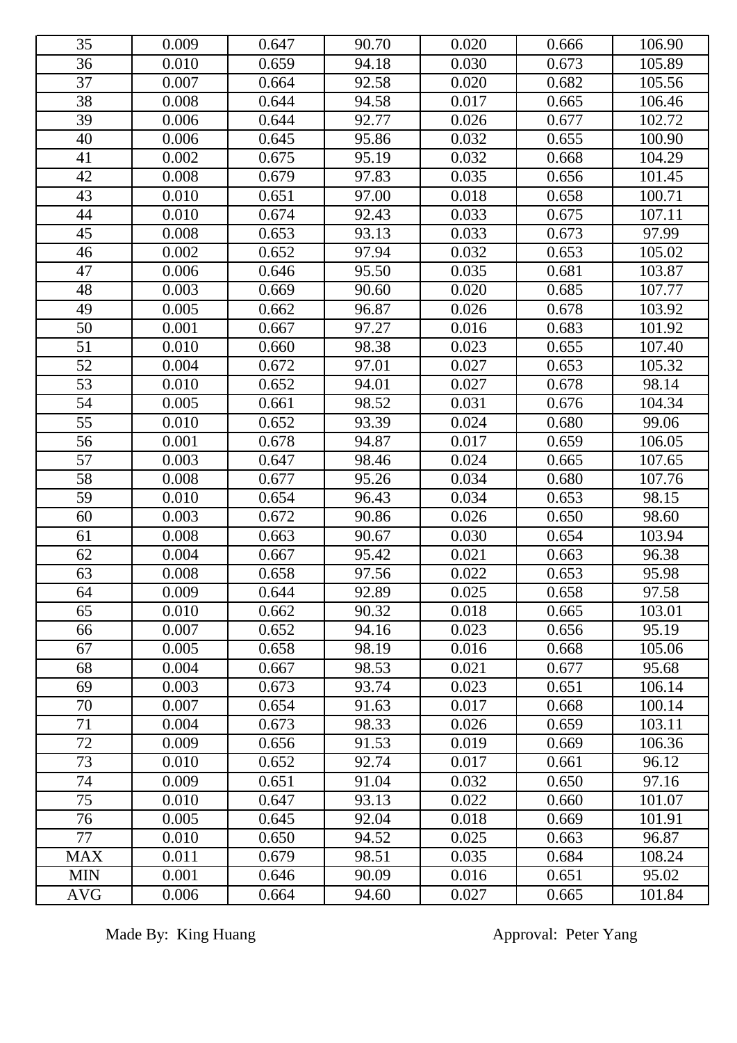| | | | | | | |
|---|---|---|---|---|---|---|
| 35 | 0.009 | 0.647 | 90.70 | 0.020 | 0.666 | 106.90 |
| 36 | 0.010 | 0.659 | 94.18 | 0.030 | 0.673 | 105.89 |
| 37 | 0.007 | 0.664 | 92.58 | 0.020 | 0.682 | 105.56 |
| 38 | 0.008 | 0.644 | 94.58 | 0.017 | 0.665 | 106.46 |
| 39 | 0.006 | 0.644 | 92.77 | 0.026 | 0.677 | 102.72 |
| 40 | 0.006 | 0.645 | 95.86 | 0.032 | 0.655 | 100.90 |
| 41 | 0.002 | 0.675 | 95.19 | 0.032 | 0.668 | 104.29 |
| 42 | 0.008 | 0.679 | 97.83 | 0.035 | 0.656 | 101.45 |
| 43 | 0.010 | 0.651 | 97.00 | 0.018 | 0.658 | 100.71 |
| 44 | 0.010 | 0.674 | 92.43 | 0.033 | 0.675 | 107.11 |
| 45 | 0.008 | 0.653 | 93.13 | 0.033 | 0.673 | 97.99 |
| 46 | 0.002 | 0.652 | 97.94 | 0.032 | 0.653 | 105.02 |
| 47 | 0.006 | 0.646 | 95.50 | 0.035 | 0.681 | 103.87 |
| 48 | 0.003 | 0.669 | 90.60 | 0.020 | 0.685 | 107.77 |
| 49 | 0.005 | 0.662 | 96.87 | 0.026 | 0.678 | 103.92 |
| 50 | 0.001 | 0.667 | 97.27 | 0.016 | 0.683 | 101.92 |
| 51 | 0.010 | 0.660 | 98.38 | 0.023 | 0.655 | 107.40 |
| 52 | 0.004 | 0.672 | 97.01 | 0.027 | 0.653 | 105.32 |
| 53 | 0.010 | 0.652 | 94.01 | 0.027 | 0.678 | 98.14 |
| 54 | 0.005 | 0.661 | 98.52 | 0.031 | 0.676 | 104.34 |
| 55 | 0.010 | 0.652 | 93.39 | 0.024 | 0.680 | 99.06 |
| 56 | 0.001 | 0.678 | 94.87 | 0.017 | 0.659 | 106.05 |
| 57 | 0.003 | 0.647 | 98.46 | 0.024 | 0.665 | 107.65 |
| 58 | 0.008 | 0.677 | 95.26 | 0.034 | 0.680 | 107.76 |
| 59 | 0.010 | 0.654 | 96.43 | 0.034 | 0.653 | 98.15 |
| 60 | 0.003 | 0.672 | 90.86 | 0.026 | 0.650 | 98.60 |
| 61 | 0.008 | 0.663 | 90.67 | 0.030 | 0.654 | 103.94 |
| 62 | 0.004 | 0.667 | 95.42 | 0.021 | 0.663 | 96.38 |
| 63 | 0.008 | 0.658 | 97.56 | 0.022 | 0.653 | 95.98 |
| 64 | 0.009 | 0.644 | 92.89 | 0.025 | 0.658 | 97.58 |
| 65 | 0.010 | 0.662 | 90.32 | 0.018 | 0.665 | 103.01 |
| 66 | 0.007 | 0.652 | 94.16 | 0.023 | 0.656 | 95.19 |
| 67 | 0.005 | 0.658 | 98.19 | 0.016 | 0.668 | 105.06 |
| 68 | 0.004 | 0.667 | 98.53 | 0.021 | 0.677 | 95.68 |
| 69 | 0.003 | 0.673 | 93.74 | 0.023 | 0.651 | 106.14 |
| 70 | 0.007 | 0.654 | 91.63 | 0.017 | 0.668 | 100.14 |
| 71 | 0.004 | 0.673 | 98.33 | 0.026 | 0.659 | 103.11 |
| 72 | 0.009 | 0.656 | 91.53 | 0.019 | 0.669 | 106.36 |
| 73 | 0.010 | 0.652 | 92.74 | 0.017 | 0.661 | 96.12 |
| 74 | 0.009 | 0.651 | 91.04 | 0.032 | 0.650 | 97.16 |
| 75 | 0.010 | 0.647 | 93.13 | 0.022 | 0.660 | 101.07 |
| 76 | 0.005 | 0.645 | 92.04 | 0.018 | 0.669 | 101.91 |
| 77 | 0.010 | 0.650 | 94.52 | 0.025 | 0.663 | 96.87 |
| MAX | 0.011 | 0.679 | 98.51 | 0.035 | 0.684 | 108.24 |
| MIN | 0.001 | 0.646 | 90.09 | 0.016 | 0.651 | 95.02 |
| AVG | 0.006 | 0.664 | 94.60 | 0.027 | 0.665 | 101.84 |

Made By: King Huang

Approval: Peter Yang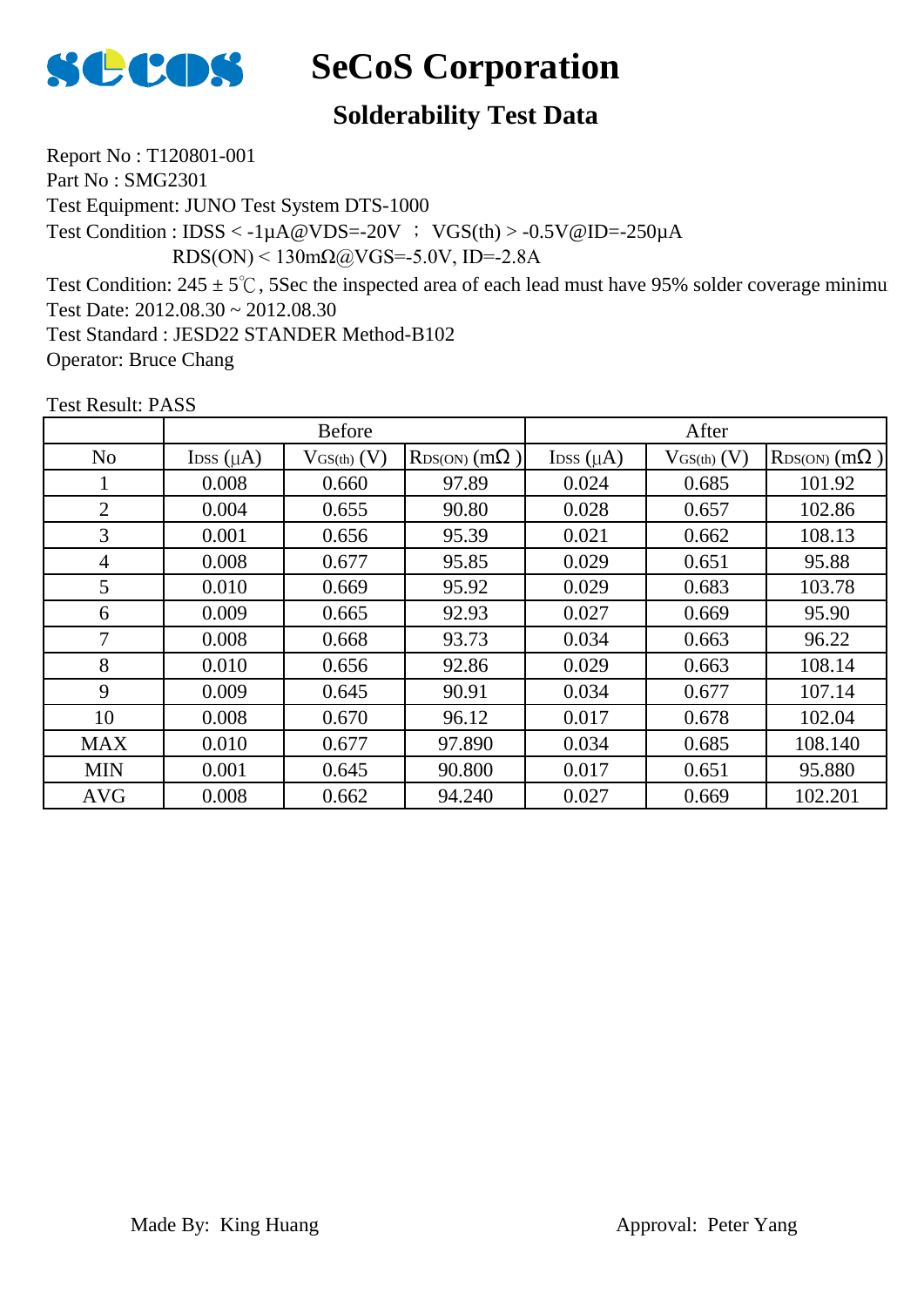# SeCoS Corporation

## Solderability Test Data

Report No : T120801-001
Part No : SMG2301
Test Equipment: JUNO Test System DTS-1000
Test Condition : IDSS < -1μA@VDS=-20V ； VGS(th) > -0.5V@ID=-250μA
RDS(ON) < 130mΩ@VGS=-5.0V, ID=-2.8A
Test Condition: 245 ± 5℃, 5Sec the inspected area of each lead must have 95% solder coverage minimu
Test Date: 2012.08.30 ~ 2012.08.30
Test Standard : JESD22 STANDER Method-B102
Operator: Bruce Chang

Test Result: PASS

| | Before | | | After | | |
|---|---|---|---|---|---|---|
| No | $I_{DSS}$ (μA) | $V_{GS(th)}$ (V) | $R_{DS(ON)}$ (mΩ) | $I_{DSS}$ (μA) | $V_{GS(th)}$ (V) | $R_{DS(ON)}$ (mΩ) |
| 1 | 0.008 | 0.660 | 97.89 | 0.024 | 0.685 | 101.92 |
| 2 | 0.004 | 0.655 | 90.80 | 0.028 | 0.657 | 102.86 |
| 3 | 0.001 | 0.656 | 95.39 | 0.021 | 0.662 | 108.13 |
| 4 | 0.008 | 0.677 | 95.85 | 0.029 | 0.651 | 95.88 |
| 5 | 0.010 | 0.669 | 95.92 | 0.029 | 0.683 | 103.78 |
| 6 | 0.009 | 0.665 | 92.93 | 0.027 | 0.669 | 95.90 |
| 7 | 0.008 | 0.668 | 93.73 | 0.034 | 0.663 | 96.22 |
| 8 | 0.010 | 0.656 | 92.86 | 0.029 | 0.663 | 108.14 |
| 9 | 0.009 | 0.645 | 90.91 | 0.034 | 0.677 | 107.14 |
| 10 | 0.008 | 0.670 | 96.12 | 0.017 | 0.678 | 102.04 |
| MAX | 0.010 | 0.677 | 97.890 | 0.034 | 0.685 | 108.140 |
| MIN | 0.001 | 0.645 | 90.800 | 0.017 | 0.651 | 95.880 |
| AVG | 0.008 | 0.662 | 94.240 | 0.027 | 0.669 | 102.201 |

Made By: King Huang

Approval: Peter Yang